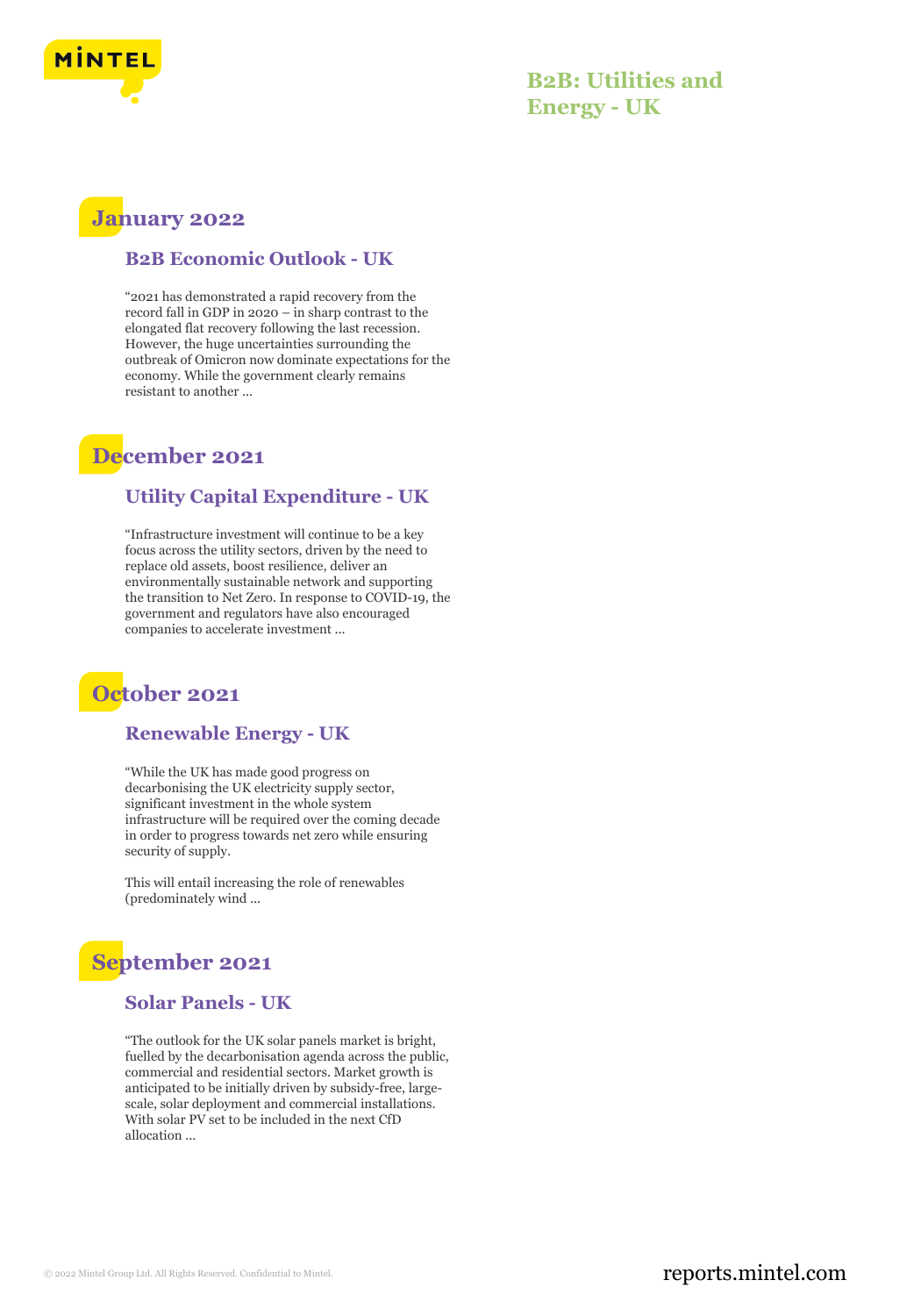# B2B: Utilities and Energy - UK

## January 2022

### B2B Economic Outlook - UK

"2021 has demonstrated a rapid recovery from the record fall in GDP in 2020 – in sharp contrast to the elongated flat recovery following the last recession. However, the huge uncertainties surrounding the outbreak of Omicron now dominate expectations for the economy. While the government clearly remains resistant to another ...

## December 2021

### Utility Capital Expenditure - UK

"Infrastructure investment will continue to be a key focus across the utility sectors, driven by the need to replace old assets, boost resilience, deliver an environmentally sustainable network and supporting the transition to Net Zero. In response to COVID-19, the government and regulators have also encouraged companies to accelerate investment ...

## October 2021

### Renewable Energy - UK

"While the UK has made good progress on decarbonising the UK electricity supply sector, significant investment in the whole system infrastructure will be required over the coming decade in order to progress towards net zero while ensuring security of supply.

This will entail increasing the role of renewables (predominately wind ...

## September 2021

### Solar Panels - UK

"The outlook for the UK solar panels market is bright, fuelled by the decarbonisation agenda across the public, commercial and residential sectors. Market growth is anticipated to be initially driven by subsidy-free, large-scale, solar deployment and commercial installations. With solar PV set to be included in the next CfD allocation ...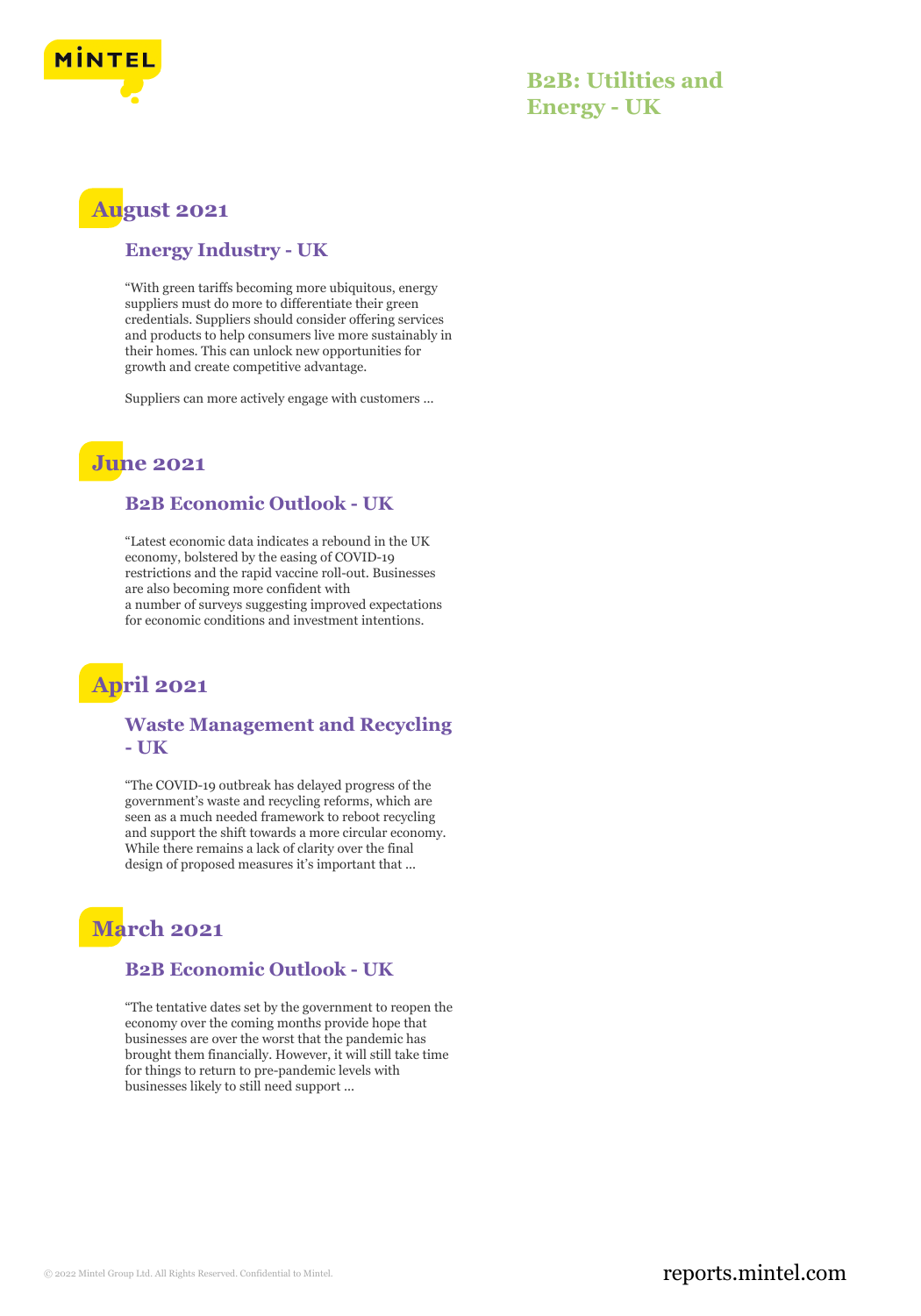# B2B: Utilities and Energy - UK

## August 2021

### Energy Industry - UK

"With green tariffs becoming more ubiquitous, energy suppliers must do more to differentiate their green credentials. Suppliers should consider offering services and products to help consumers live more sustainably in their homes. This can unlock new opportunities for growth and create competitive advantage.

Suppliers can more actively engage with customers ...

## June 2021

### B2B Economic Outlook - UK

"Latest economic data indicates a rebound in the UK economy, bolstered by the easing of COVID-19 restrictions and the rapid vaccine roll-out. Businesses are also becoming more confident with a number of surveys suggesting improved expectations for economic conditions and investment intentions.

## April 2021

### Waste Management and Recycling - UK

"The COVID-19 outbreak has delayed progress of the government's waste and recycling reforms, which are seen as a much needed framework to reboot recycling and support the shift towards a more circular economy. While there remains a lack of clarity over the final design of proposed measures it's important that ...

## March 2021

### B2B Economic Outlook - UK

"The tentative dates set by the government to reopen the economy over the coming months provide hope that businesses are over the worst that the pandemic has brought them financially. However, it will still take time for things to return to pre-pandemic levels with businesses likely to still need support ...